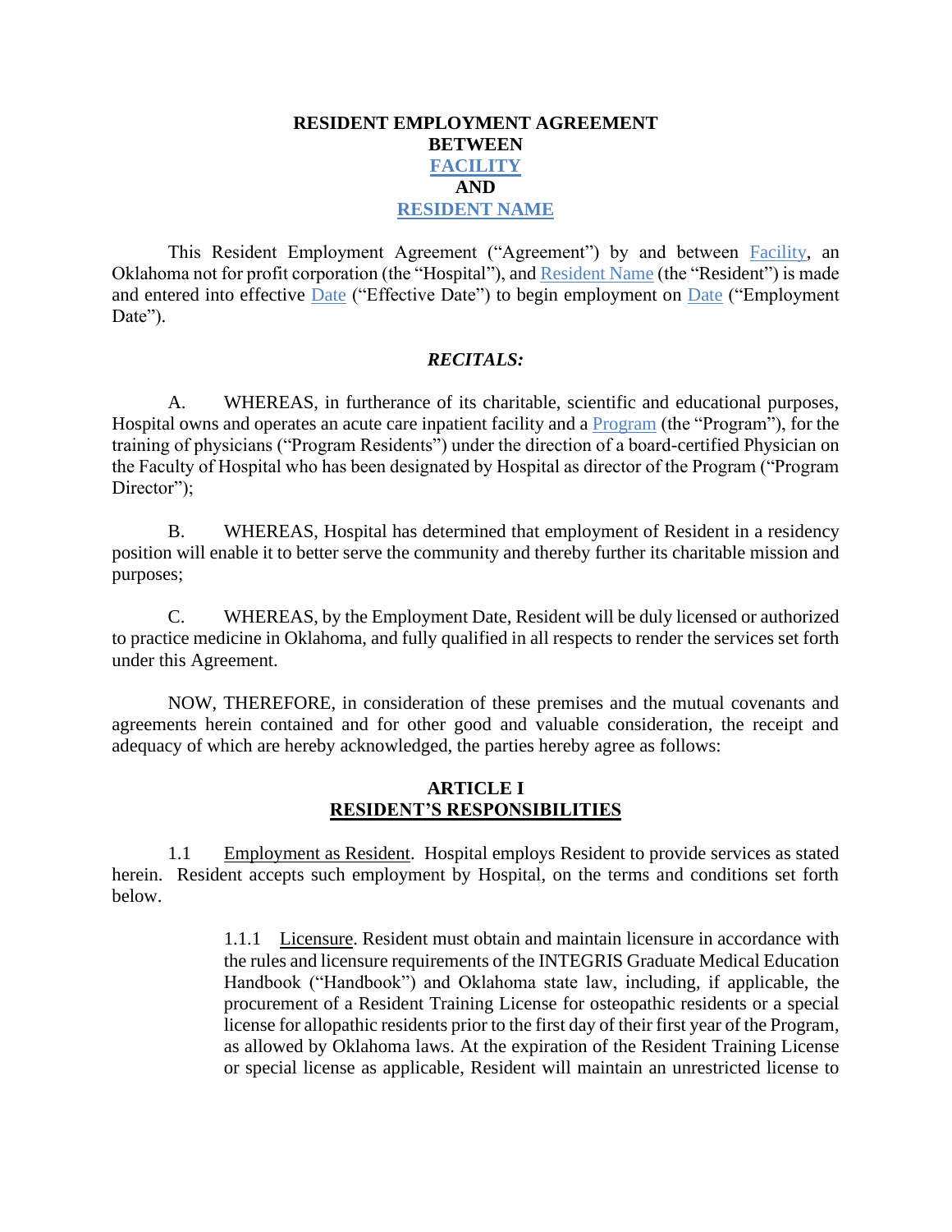**RESIDENT EMPLOYMENT AGREEMENT**
**BETWEEN**
**FACILITY**
**AND**
**RESIDENT NAME**

This Resident Employment Agreement ("Agreement") by and between Facility, an Oklahoma not for profit corporation (the "Hospital"), and Resident Name (the "Resident") is made and entered into effective Date ("Effective Date") to begin employment on Date ("Employment Date").

***RECITALS:***

A. WHEREAS, in furtherance of its charitable, scientific and educational purposes, Hospital owns and operates an acute care inpatient facility and a Program (the "Program"), for the training of physicians ("Program Residents") under the direction of a board-certified Physician on the Faculty of Hospital who has been designated by Hospital as director of the Program ("Program Director");

B. WHEREAS, Hospital has determined that employment of Resident in a residency position will enable it to better serve the community and thereby further its charitable mission and purposes;

C. WHEREAS, by the Employment Date, Resident will be duly licensed or authorized to practice medicine in Oklahoma, and fully qualified in all respects to render the services set forth under this Agreement.

NOW, THEREFORE, in consideration of these premises and the mutual covenants and agreements herein contained and for other good and valuable consideration, the receipt and adequacy of which are hereby acknowledged, the parties hereby agree as follows:

**ARTICLE I**
**RESIDENT'S RESPONSIBILITIES**

1.1 Employment as Resident. Hospital employs Resident to provide services as stated herein. Resident accepts such employment by Hospital, on the terms and conditions set forth below.

1.1.1 Licensure. Resident must obtain and maintain licensure in accordance with the rules and licensure requirements of the INTEGRIS Graduate Medical Education Handbook ("Handbook") and Oklahoma state law, including, if applicable, the procurement of a Resident Training License for osteopathic residents or a special license for allopathic residents prior to the first day of their first year of the Program, as allowed by Oklahoma laws. At the expiration of the Resident Training License or special license as applicable, Resident will maintain an unrestricted license to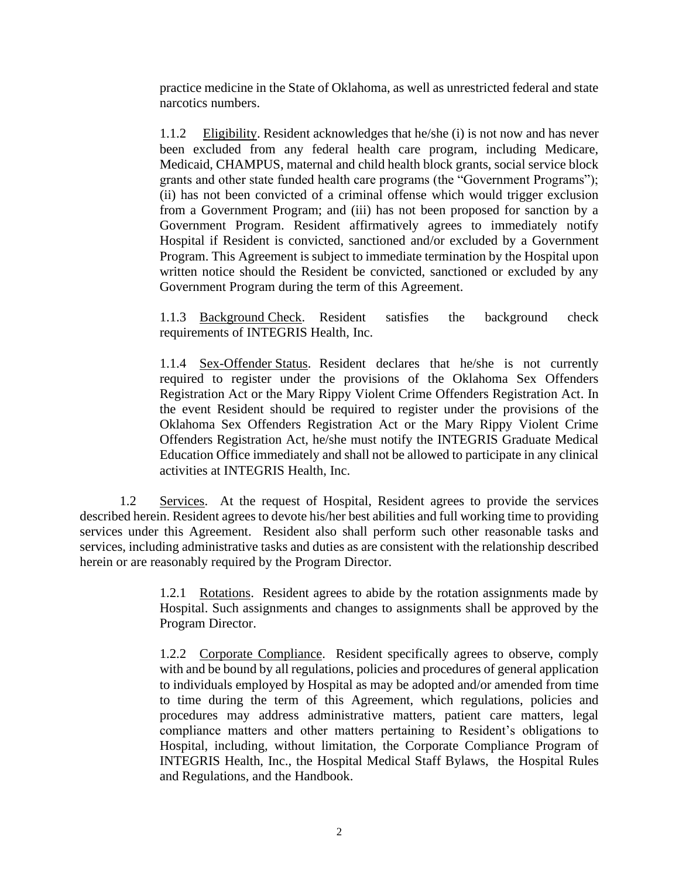practice medicine in the State of Oklahoma, as well as unrestricted federal and state narcotics numbers.

1.1.2 Eligibility. Resident acknowledges that he/she (i) is not now and has never been excluded from any federal health care program, including Medicare, Medicaid, CHAMPUS, maternal and child health block grants, social service block grants and other state funded health care programs (the "Government Programs"); (ii) has not been convicted of a criminal offense which would trigger exclusion from a Government Program; and (iii) has not been proposed for sanction by a Government Program. Resident affirmatively agrees to immediately notify Hospital if Resident is convicted, sanctioned and/or excluded by a Government Program. This Agreement is subject to immediate termination by the Hospital upon written notice should the Resident be convicted, sanctioned or excluded by any Government Program during the term of this Agreement.

1.1.3 Background Check. Resident satisfies the background check requirements of INTEGRIS Health, Inc.

1.1.4 Sex-Offender Status. Resident declares that he/she is not currently required to register under the provisions of the Oklahoma Sex Offenders Registration Act or the Mary Rippy Violent Crime Offenders Registration Act. In the event Resident should be required to register under the provisions of the Oklahoma Sex Offenders Registration Act or the Mary Rippy Violent Crime Offenders Registration Act, he/she must notify the INTEGRIS Graduate Medical Education Office immediately and shall not be allowed to participate in any clinical activities at INTEGRIS Health, Inc.

1.2 Services. At the request of Hospital, Resident agrees to provide the services described herein. Resident agrees to devote his/her best abilities and full working time to providing services under this Agreement. Resident also shall perform such other reasonable tasks and services, including administrative tasks and duties as are consistent with the relationship described herein or are reasonably required by the Program Director.

1.2.1 Rotations. Resident agrees to abide by the rotation assignments made by Hospital. Such assignments and changes to assignments shall be approved by the Program Director.

1.2.2 Corporate Compliance. Resident specifically agrees to observe, comply with and be bound by all regulations, policies and procedures of general application to individuals employed by Hospital as may be adopted and/or amended from time to time during the term of this Agreement, which regulations, policies and procedures may address administrative matters, patient care matters, legal compliance matters and other matters pertaining to Resident's obligations to Hospital, including, without limitation, the Corporate Compliance Program of INTEGRIS Health, Inc., the Hospital Medical Staff Bylaws, the Hospital Rules and Regulations, and the Handbook.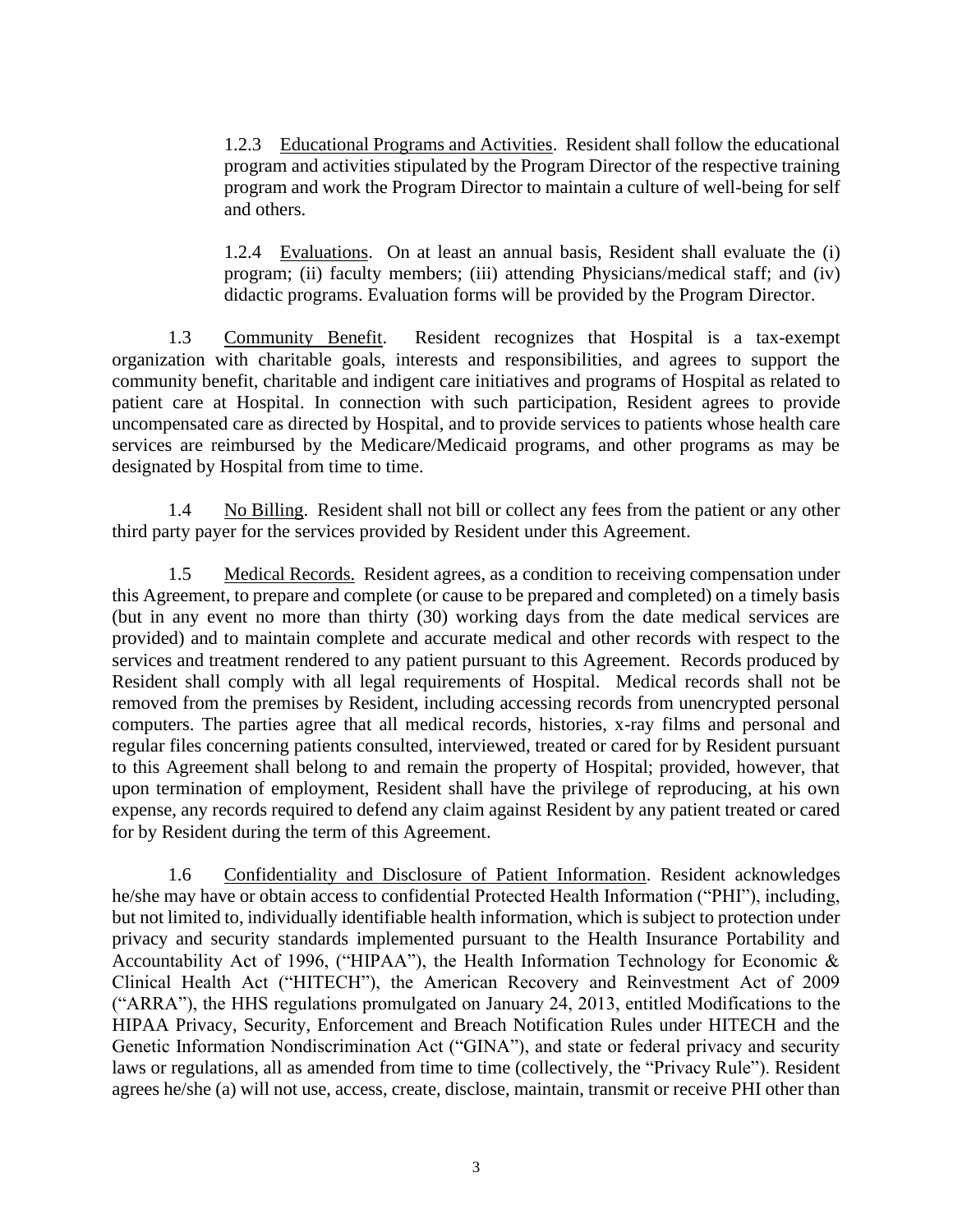1.2.3 Educational Programs and Activities. Resident shall follow the educational program and activities stipulated by the Program Director of the respective training program and work the Program Director to maintain a culture of well-being for self and others.

1.2.4 Evaluations. On at least an annual basis, Resident shall evaluate the (i) program; (ii) faculty members; (iii) attending Physicians/medical staff; and (iv) didactic programs. Evaluation forms will be provided by the Program Director.

1.3 Community Benefit. Resident recognizes that Hospital is a tax-exempt organization with charitable goals, interests and responsibilities, and agrees to support the community benefit, charitable and indigent care initiatives and programs of Hospital as related to patient care at Hospital. In connection with such participation, Resident agrees to provide uncompensated care as directed by Hospital, and to provide services to patients whose health care services are reimbursed by the Medicare/Medicaid programs, and other programs as may be designated by Hospital from time to time.

1.4 No Billing. Resident shall not bill or collect any fees from the patient or any other third party payer for the services provided by Resident under this Agreement.

1.5 Medical Records. Resident agrees, as a condition to receiving compensation under this Agreement, to prepare and complete (or cause to be prepared and completed) on a timely basis (but in any event no more than thirty (30) working days from the date medical services are provided) and to maintain complete and accurate medical and other records with respect to the services and treatment rendered to any patient pursuant to this Agreement. Records produced by Resident shall comply with all legal requirements of Hospital. Medical records shall not be removed from the premises by Resident, including accessing records from unencrypted personal computers. The parties agree that all medical records, histories, x-ray films and personal and regular files concerning patients consulted, interviewed, treated or cared for by Resident pursuant to this Agreement shall belong to and remain the property of Hospital; provided, however, that upon termination of employment, Resident shall have the privilege of reproducing, at his own expense, any records required to defend any claim against Resident by any patient treated or cared for by Resident during the term of this Agreement.

1.6 Confidentiality and Disclosure of Patient Information. Resident acknowledges he/she may have or obtain access to confidential Protected Health Information ("PHI"), including, but not limited to, individually identifiable health information, which is subject to protection under privacy and security standards implemented pursuant to the Health Insurance Portability and Accountability Act of 1996, ("HIPAA"), the Health Information Technology for Economic & Clinical Health Act ("HITECH"), the American Recovery and Reinvestment Act of 2009 ("ARRA"), the HHS regulations promulgated on January 24, 2013, entitled Modifications to the HIPAA Privacy, Security, Enforcement and Breach Notification Rules under HITECH and the Genetic Information Nondiscrimination Act ("GINA"), and state or federal privacy and security laws or regulations, all as amended from time to time (collectively, the "Privacy Rule"). Resident agrees he/she (a) will not use, access, create, disclose, maintain, transmit or receive PHI other than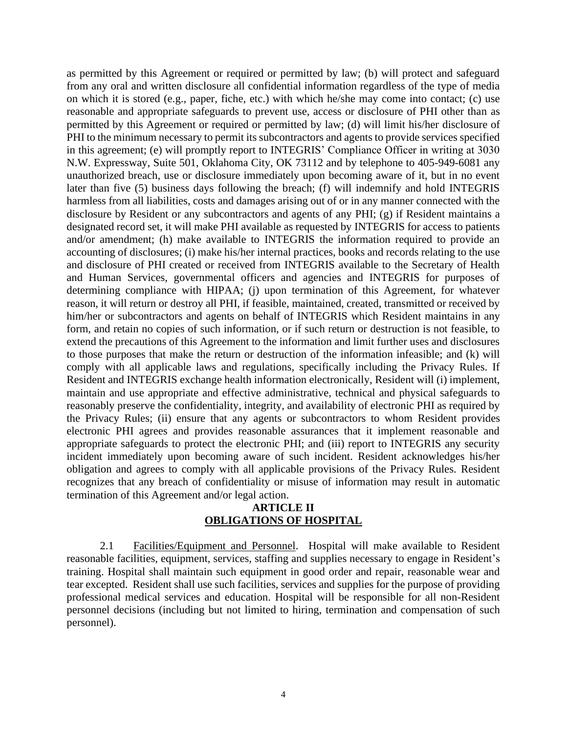as permitted by this Agreement or required or permitted by law; (b) will protect and safeguard from any oral and written disclosure all confidential information regardless of the type of media on which it is stored (e.g., paper, fiche, etc.) with which he/she may come into contact; (c) use reasonable and appropriate safeguards to prevent use, access or disclosure of PHI other than as permitted by this Agreement or required or permitted by law; (d) will limit his/her disclosure of PHI to the minimum necessary to permit its subcontractors and agents to provide services specified in this agreement; (e) will promptly report to INTEGRIS' Compliance Officer in writing at 3030 N.W. Expressway, Suite 501, Oklahoma City, OK 73112 and by telephone to 405-949-6081 any unauthorized breach, use or disclosure immediately upon becoming aware of it, but in no event later than five (5) business days following the breach; (f) will indemnify and hold INTEGRIS harmless from all liabilities, costs and damages arising out of or in any manner connected with the disclosure by Resident or any subcontractors and agents of any PHI; (g) if Resident maintains a designated record set, it will make PHI available as requested by INTEGRIS for access to patients and/or amendment; (h) make available to INTEGRIS the information required to provide an accounting of disclosures; (i) make his/her internal practices, books and records relating to the use and disclosure of PHI created or received from INTEGRIS available to the Secretary of Health and Human Services, governmental officers and agencies and INTEGRIS for purposes of determining compliance with HIPAA; (j) upon termination of this Agreement, for whatever reason, it will return or destroy all PHI, if feasible, maintained, created, transmitted or received by him/her or subcontractors and agents on behalf of INTEGRIS which Resident maintains in any form, and retain no copies of such information, or if such return or destruction is not feasible, to extend the precautions of this Agreement to the information and limit further uses and disclosures to those purposes that make the return or destruction of the information infeasible; and (k) will comply with all applicable laws and regulations, specifically including the Privacy Rules. If Resident and INTEGRIS exchange health information electronically, Resident will (i) implement, maintain and use appropriate and effective administrative, technical and physical safeguards to reasonably preserve the confidentiality, integrity, and availability of electronic PHI as required by the Privacy Rules; (ii) ensure that any agents or subcontractors to whom Resident provides electronic PHI agrees and provides reasonable assurances that it implement reasonable and appropriate safeguards to protect the electronic PHI; and (iii) report to INTEGRIS any security incident immediately upon becoming aware of such incident. Resident acknowledges his/her obligation and agrees to comply with all applicable provisions of the Privacy Rules. Resident recognizes that any breach of confidentiality or misuse of information may result in automatic termination of this Agreement and/or legal action.

## ARTICLE II
## OBLIGATIONS OF HOSPITAL

2.1 Facilities/Equipment and Personnel. Hospital will make available to Resident reasonable facilities, equipment, services, staffing and supplies necessary to engage in Resident's training. Hospital shall maintain such equipment in good order and repair, reasonable wear and tear excepted. Resident shall use such facilities, services and supplies for the purpose of providing professional medical services and education. Hospital will be responsible for all non-Resident personnel decisions (including but not limited to hiring, termination and compensation of such personnel).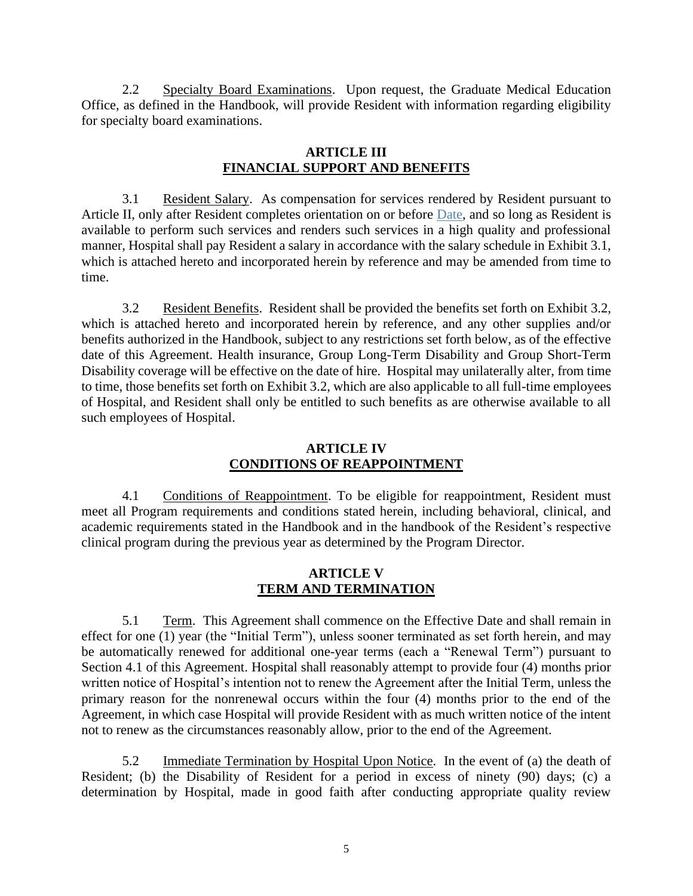2.2 Specialty Board Examinations. Upon request, the Graduate Medical Education Office, as defined in the Handbook, will provide Resident with information regarding eligibility for specialty board examinations.

## ARTICLE III
## FINANCIAL SUPPORT AND BENEFITS

3.1 Resident Salary. As compensation for services rendered by Resident pursuant to Article II, only after Resident completes orientation on or before Date, and so long as Resident is available to perform such services and renders such services in a high quality and professional manner, Hospital shall pay Resident a salary in accordance with the salary schedule in Exhibit 3.1, which is attached hereto and incorporated herein by reference and may be amended from time to time.

3.2 Resident Benefits. Resident shall be provided the benefits set forth on Exhibit 3.2, which is attached hereto and incorporated herein by reference, and any other supplies and/or benefits authorized in the Handbook, subject to any restrictions set forth below, as of the effective date of this Agreement. Health insurance, Group Long-Term Disability and Group Short-Term Disability coverage will be effective on the date of hire. Hospital may unilaterally alter, from time to time, those benefits set forth on Exhibit 3.2, which are also applicable to all full-time employees of Hospital, and Resident shall only be entitled to such benefits as are otherwise available to all such employees of Hospital.

## ARTICLE IV
## CONDITIONS OF REAPPOINTMENT

4.1 Conditions of Reappointment. To be eligible for reappointment, Resident must meet all Program requirements and conditions stated herein, including behavioral, clinical, and academic requirements stated in the Handbook and in the handbook of the Resident's respective clinical program during the previous year as determined by the Program Director.

## ARTICLE V
## TERM AND TERMINATION

5.1 Term. This Agreement shall commence on the Effective Date and shall remain in effect for one (1) year (the "Initial Term"), unless sooner terminated as set forth herein, and may be automatically renewed for additional one-year terms (each a "Renewal Term") pursuant to Section 4.1 of this Agreement. Hospital shall reasonably attempt to provide four (4) months prior written notice of Hospital's intention not to renew the Agreement after the Initial Term, unless the primary reason for the nonrenewal occurs within the four (4) months prior to the end of the Agreement, in which case Hospital will provide Resident with as much written notice of the intent not to renew as the circumstances reasonably allow, prior to the end of the Agreement.

5.2 Immediate Termination by Hospital Upon Notice. In the event of (a) the death of Resident; (b) the Disability of Resident for a period in excess of ninety (90) days; (c) a determination by Hospital, made in good faith after conducting appropriate quality review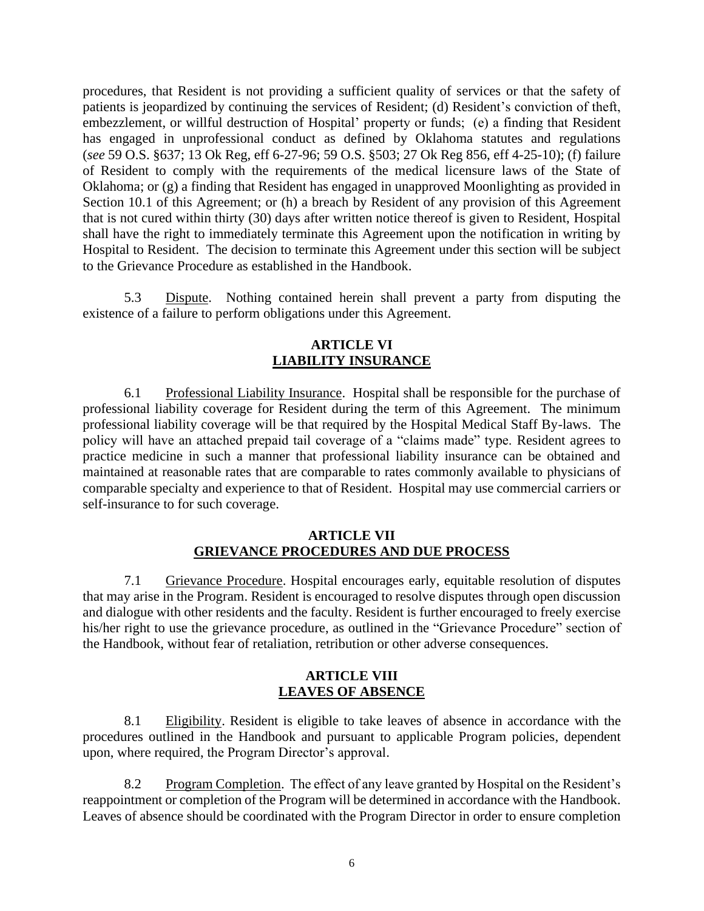procedures, that Resident is not providing a sufficient quality of services or that the safety of patients is jeopardized by continuing the services of Resident; (d) Resident's conviction of theft, embezzlement, or willful destruction of Hospital' property or funds; (e) a finding that Resident has engaged in unprofessional conduct as defined by Oklahoma statutes and regulations (*see* 59 O.S. §637; 13 Ok Reg, eff 6-27-96; 59 O.S. §503; 27 Ok Reg 856, eff 4-25-10); (f) failure of Resident to comply with the requirements of the medical licensure laws of the State of Oklahoma; or (g) a finding that Resident has engaged in unapproved Moonlighting as provided in Section 10.1 of this Agreement; or (h) a breach by Resident of any provision of this Agreement that is not cured within thirty (30) days after written notice thereof is given to Resident, Hospital shall have the right to immediately terminate this Agreement upon the notification in writing by Hospital to Resident. The decision to terminate this Agreement under this section will be subject to the Grievance Procedure as established in the Handbook.

5.3 Dispute. Nothing contained herein shall prevent a party from disputing the existence of a failure to perform obligations under this Agreement.

## ARTICLE VI
## LIABILITY INSURANCE

6.1 Professional Liability Insurance. Hospital shall be responsible for the purchase of professional liability coverage for Resident during the term of this Agreement. The minimum professional liability coverage will be that required by the Hospital Medical Staff By-laws. The policy will have an attached prepaid tail coverage of a "claims made" type. Resident agrees to practice medicine in such a manner that professional liability insurance can be obtained and maintained at reasonable rates that are comparable to rates commonly available to physicians of comparable specialty and experience to that of Resident. Hospital may use commercial carriers or self-insurance to for such coverage.

## ARTICLE VII
## GRIEVANCE PROCEDURES AND DUE PROCESS

7.1 Grievance Procedure. Hospital encourages early, equitable resolution of disputes that may arise in the Program. Resident is encouraged to resolve disputes through open discussion and dialogue with other residents and the faculty. Resident is further encouraged to freely exercise his/her right to use the grievance procedure, as outlined in the "Grievance Procedure" section of the Handbook, without fear of retaliation, retribution or other adverse consequences.

## ARTICLE VIII
## LEAVES OF ABSENCE

8.1 Eligibility. Resident is eligible to take leaves of absence in accordance with the procedures outlined in the Handbook and pursuant to applicable Program policies, dependent upon, where required, the Program Director's approval.

8.2 Program Completion. The effect of any leave granted by Hospital on the Resident's reappointment or completion of the Program will be determined in accordance with the Handbook. Leaves of absence should be coordinated with the Program Director in order to ensure completion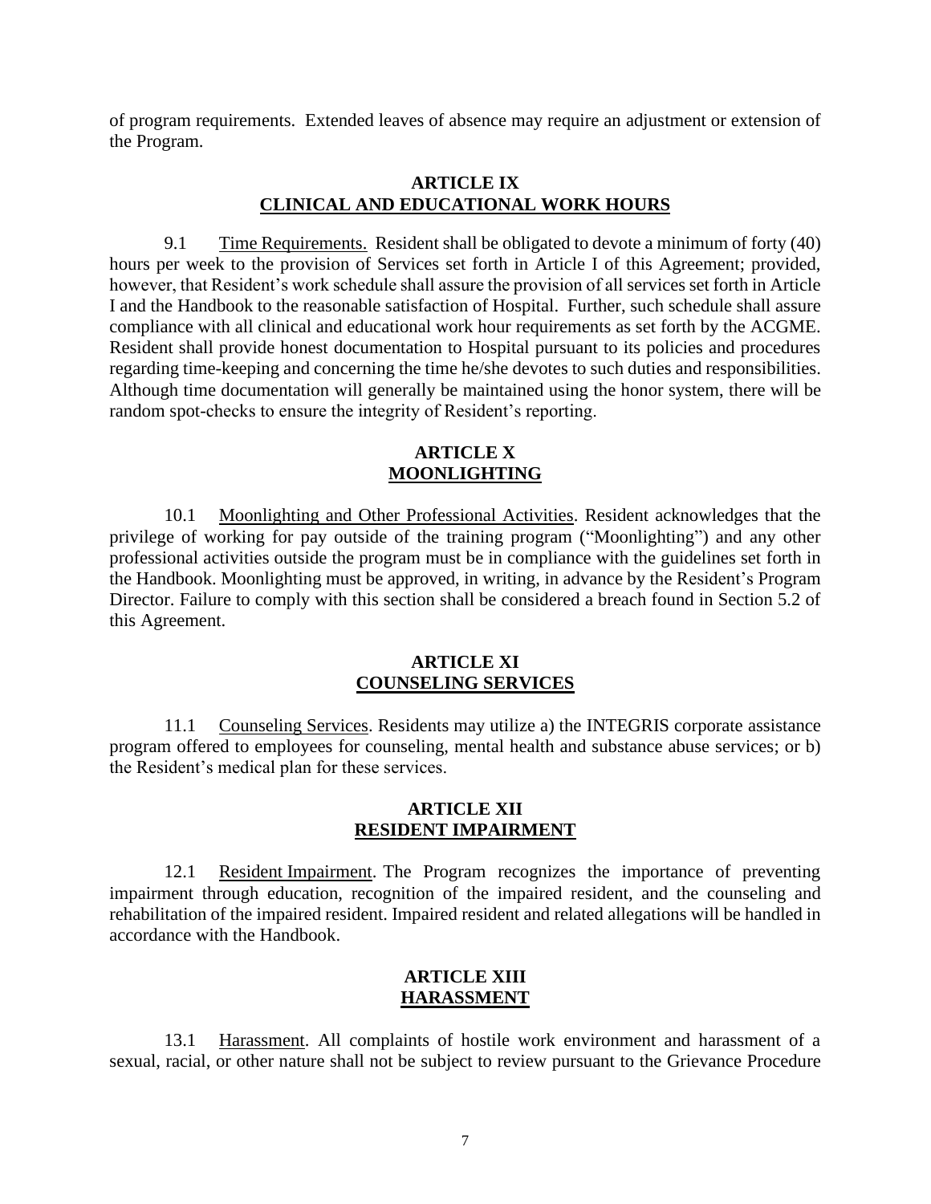of program requirements. Extended leaves of absence may require an adjustment or extension of the Program.

## ARTICLE IX
## CLINICAL AND EDUCATIONAL WORK HOURS

9.1 Time Requirements. Resident shall be obligated to devote a minimum of forty (40) hours per week to the provision of Services set forth in Article I of this Agreement; provided, however, that Resident's work schedule shall assure the provision of all services set forth in Article I and the Handbook to the reasonable satisfaction of Hospital. Further, such schedule shall assure compliance with all clinical and educational work hour requirements as set forth by the ACGME. Resident shall provide honest documentation to Hospital pursuant to its policies and procedures regarding time-keeping and concerning the time he/she devotes to such duties and responsibilities. Although time documentation will generally be maintained using the honor system, there will be random spot-checks to ensure the integrity of Resident's reporting.

## ARTICLE X
## MOONLIGHTING

10.1 Moonlighting and Other Professional Activities. Resident acknowledges that the privilege of working for pay outside of the training program ("Moonlighting") and any other professional activities outside the program must be in compliance with the guidelines set forth in the Handbook. Moonlighting must be approved, in writing, in advance by the Resident's Program Director. Failure to comply with this section shall be considered a breach found in Section 5.2 of this Agreement.

## ARTICLE XI
## COUNSELING SERVICES

11.1 Counseling Services. Residents may utilize a) the INTEGRIS corporate assistance program offered to employees for counseling, mental health and substance abuse services; or b) the Resident's medical plan for these services.

## ARTICLE XII
## RESIDENT IMPAIRMENT

12.1 Resident Impairment. The Program recognizes the importance of preventing impairment through education, recognition of the impaired resident, and the counseling and rehabilitation of the impaired resident. Impaired resident and related allegations will be handled in accordance with the Handbook.

## ARTICLE XIII
## HARASSMENT

13.1 Harassment. All complaints of hostile work environment and harassment of a sexual, racial, or other nature shall not be subject to review pursuant to the Grievance Procedure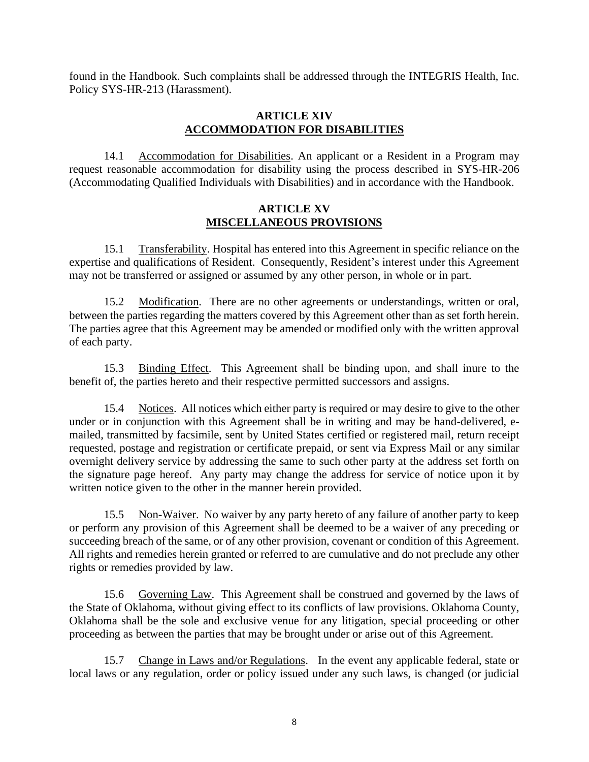found in the Handbook. Such complaints shall be addressed through the INTEGRIS Health, Inc. Policy SYS-HR-213 (Harassment).

## ARTICLE XIV
## ACCOMMODATION FOR DISABILITIES

14.1 Accommodation for Disabilities. An applicant or a Resident in a Program may request reasonable accommodation for disability using the process described in SYS-HR-206 (Accommodating Qualified Individuals with Disabilities) and in accordance with the Handbook.

## ARTICLE XV
## MISCELLANEOUS PROVISIONS

15.1 Transferability. Hospital has entered into this Agreement in specific reliance on the expertise and qualifications of Resident. Consequently, Resident's interest under this Agreement may not be transferred or assigned or assumed by any other person, in whole or in part.

15.2 Modification. There are no other agreements or understandings, written or oral, between the parties regarding the matters covered by this Agreement other than as set forth herein. The parties agree that this Agreement may be amended or modified only with the written approval of each party.

15.3 Binding Effect. This Agreement shall be binding upon, and shall inure to the benefit of, the parties hereto and their respective permitted successors and assigns.

15.4 Notices. All notices which either party is required or may desire to give to the other under or in conjunction with this Agreement shall be in writing and may be hand-delivered, e-mailed, transmitted by facsimile, sent by United States certified or registered mail, return receipt requested, postage and registration or certificate prepaid, or sent via Express Mail or any similar overnight delivery service by addressing the same to such other party at the address set forth on the signature page hereof. Any party may change the address for service of notice upon it by written notice given to the other in the manner herein provided.

15.5 Non-Waiver. No waiver by any party hereto of any failure of another party to keep or perform any provision of this Agreement shall be deemed to be a waiver of any preceding or succeeding breach of the same, or of any other provision, covenant or condition of this Agreement. All rights and remedies herein granted or referred to are cumulative and do not preclude any other rights or remedies provided by law.

15.6 Governing Law. This Agreement shall be construed and governed by the laws of the State of Oklahoma, without giving effect to its conflicts of law provisions. Oklahoma County, Oklahoma shall be the sole and exclusive venue for any litigation, special proceeding or other proceeding as between the parties that may be brought under or arise out of this Agreement.

15.7 Change in Laws and/or Regulations. In the event any applicable federal, state or local laws or any regulation, order or policy issued under any such laws, is changed (or judicial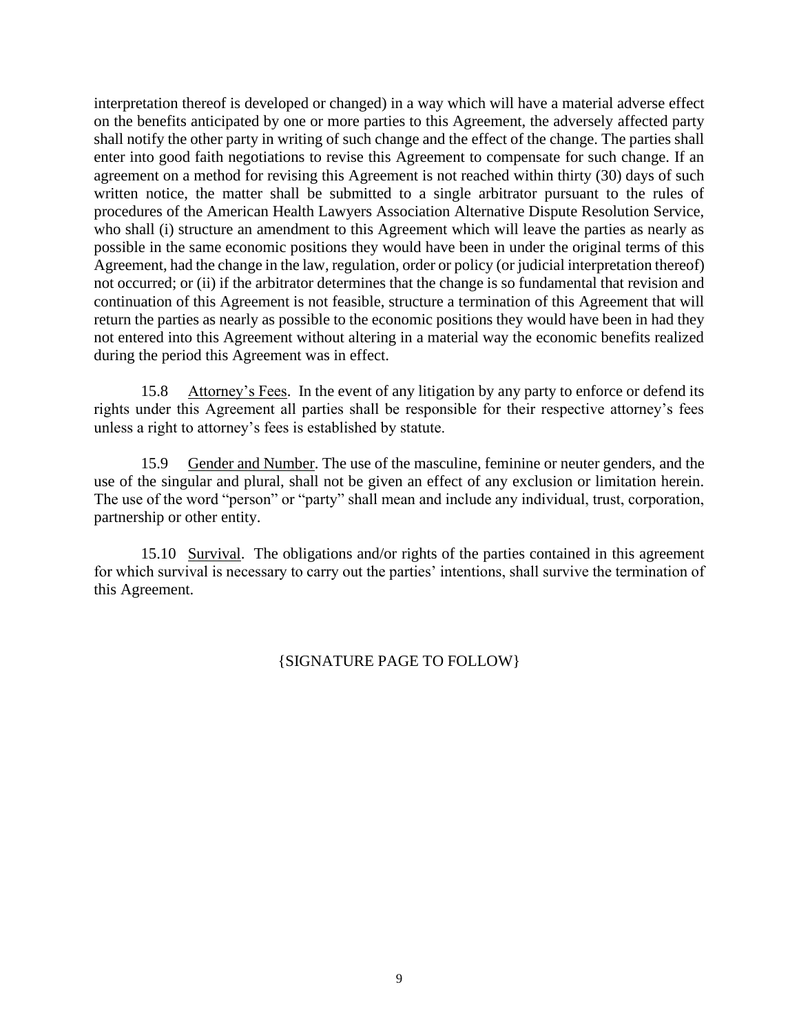interpretation thereof is developed or changed) in a way which will have a material adverse effect on the benefits anticipated by one or more parties to this Agreement, the adversely affected party shall notify the other party in writing of such change and the effect of the change. The parties shall enter into good faith negotiations to revise this Agreement to compensate for such change. If an agreement on a method for revising this Agreement is not reached within thirty (30) days of such written notice, the matter shall be submitted to a single arbitrator pursuant to the rules of procedures of the American Health Lawyers Association Alternative Dispute Resolution Service, who shall (i) structure an amendment to this Agreement which will leave the parties as nearly as possible in the same economic positions they would have been in under the original terms of this Agreement, had the change in the law, regulation, order or policy (or judicial interpretation thereof) not occurred; or (ii) if the arbitrator determines that the change is so fundamental that revision and continuation of this Agreement is not feasible, structure a termination of this Agreement that will return the parties as nearly as possible to the economic positions they would have been in had they not entered into this Agreement without altering in a material way the economic benefits realized during the period this Agreement was in effect.

15.8 Attorney's Fees. In the event of any litigation by any party to enforce or defend its rights under this Agreement all parties shall be responsible for their respective attorney's fees unless a right to attorney's fees is established by statute.

15.9 Gender and Number. The use of the masculine, feminine or neuter genders, and the use of the singular and plural, shall not be given an effect of any exclusion or limitation herein. The use of the word "person" or "party" shall mean and include any individual, trust, corporation, partnership or other entity.

15.10 Survival. The obligations and/or rights of the parties contained in this agreement for which survival is necessary to carry out the parties' intentions, shall survive the termination of this Agreement.

{SIGNATURE PAGE TO FOLLOW}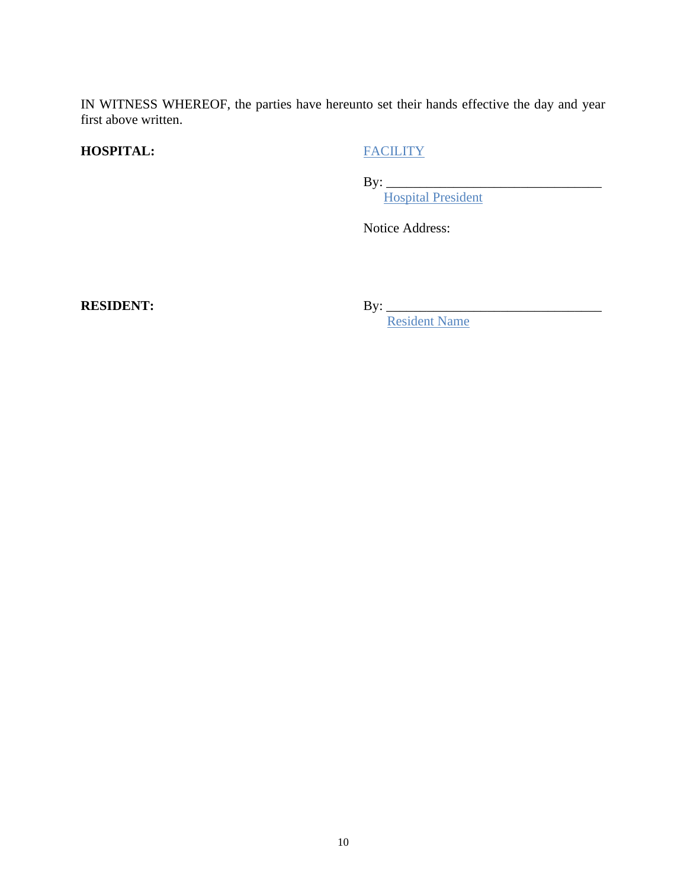IN WITNESS WHEREOF, the parties have hereunto set their hands effective the day and year first above written.

**HOSPITAL:**

FACILITY

By: ________________________________
Hospital President

Notice Address:

**RESIDENT:**

By: ________________________________
Resident Name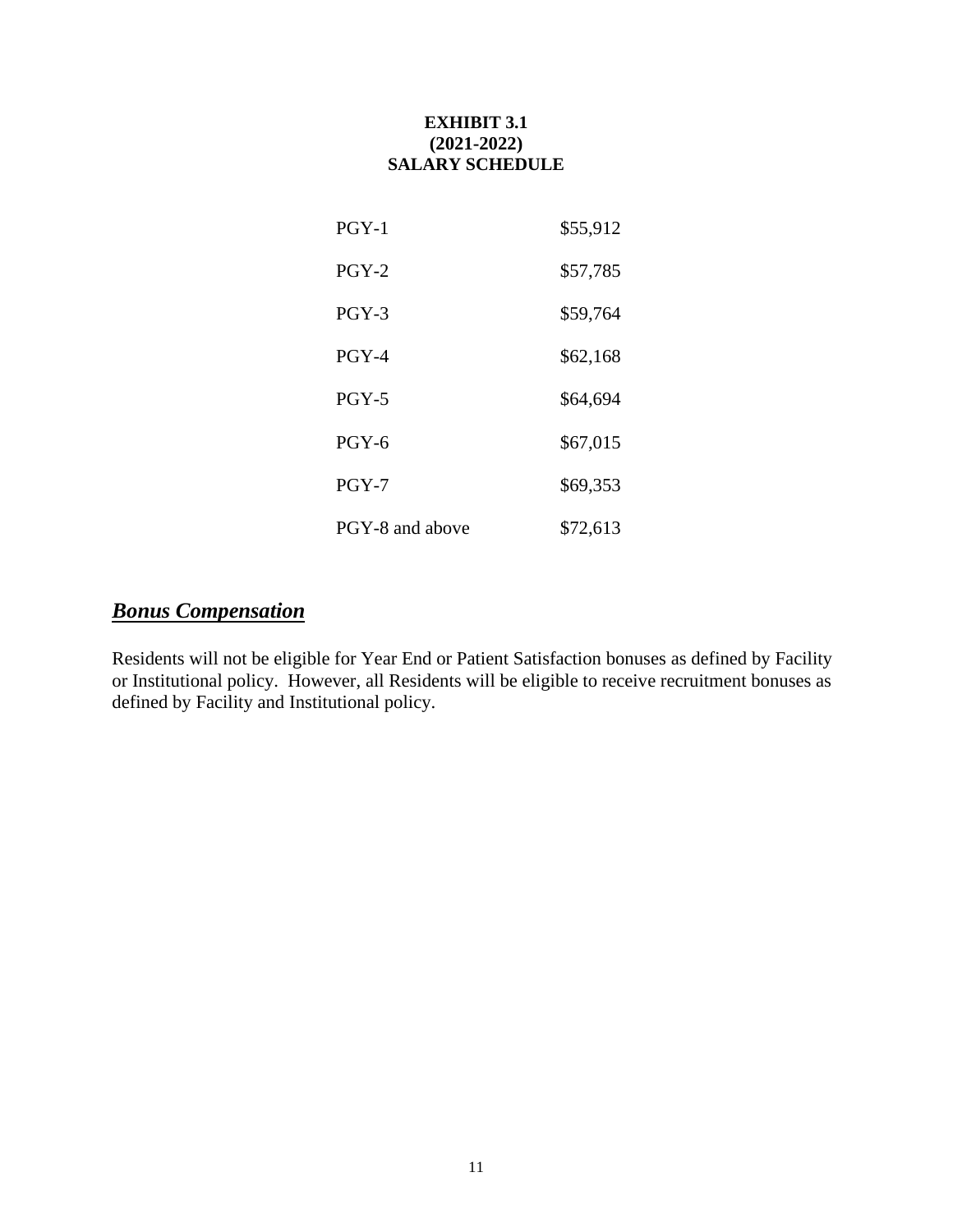**EXHIBIT 3.1**
**(2021-2022)**
**SALARY SCHEDULE**

| | |
|---|---|
| PGY-1 | $55,912 |
| PGY-2 | $57,785 |
| PGY-3 | $59,764 |
| PGY-4 | $62,168 |
| PGY-5 | $64,694 |
| PGY-6 | $67,015 |
| PGY-7 | $69,353 |
| PGY-8 and above | $72,613 |

## ***Bonus Compensation***

Residents will not be eligible for Year End or Patient Satisfaction bonuses as defined by Facility or Institutional policy. However, all Residents will be eligible to receive recruitment bonuses as defined by Facility and Institutional policy.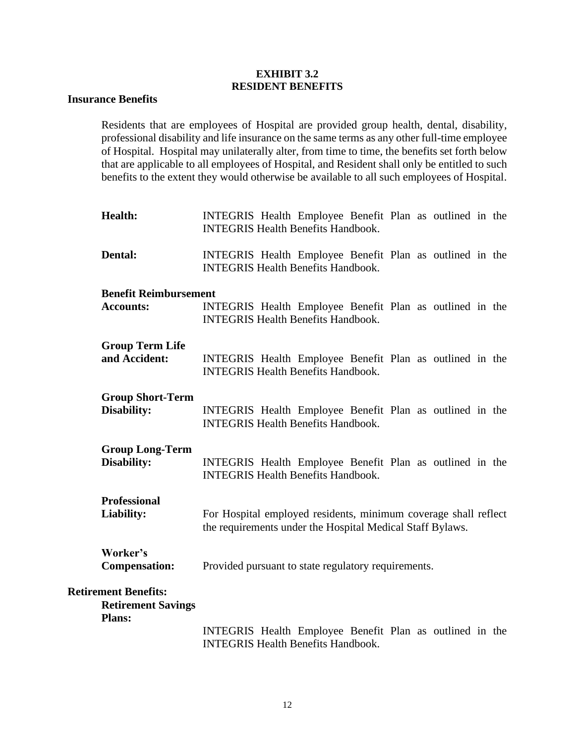# EXHIBIT 3.2
# RESIDENT BENEFITS

**Insurance Benefits**

Residents that are employees of Hospital are provided group health, dental, disability, professional disability and life insurance on the same terms as any other full-time employee of Hospital. Hospital may unilaterally alter, from time to time, the benefits set forth below that are applicable to all employees of Hospital, and Resident shall only be entitled to such benefits to the extent they would otherwise be available to all such employees of Hospital.

**Health:** INTEGRIS Health Employee Benefit Plan as outlined in the INTEGRIS Health Benefits Handbook.

**Dental:** INTEGRIS Health Employee Benefit Plan as outlined in the INTEGRIS Health Benefits Handbook.

**Benefit Reimbursement Accounts:** INTEGRIS Health Employee Benefit Plan as outlined in the INTEGRIS Health Benefits Handbook.

**Group Term Life and Accident:** INTEGRIS Health Employee Benefit Plan as outlined in the INTEGRIS Health Benefits Handbook.

**Group Short-Term Disability:** INTEGRIS Health Employee Benefit Plan as outlined in the INTEGRIS Health Benefits Handbook.

**Group Long-Term Disability:** INTEGRIS Health Employee Benefit Plan as outlined in the INTEGRIS Health Benefits Handbook.

**Professional Liability:** For Hospital employed residents, minimum coverage shall reflect the requirements under the Hospital Medical Staff Bylaws.

**Worker's Compensation:** Provided pursuant to state regulatory requirements.

**Retirement Benefits:**

**Retirement Savings Plans:** INTEGRIS Health Employee Benefit Plan as outlined in the INTEGRIS Health Benefits Handbook.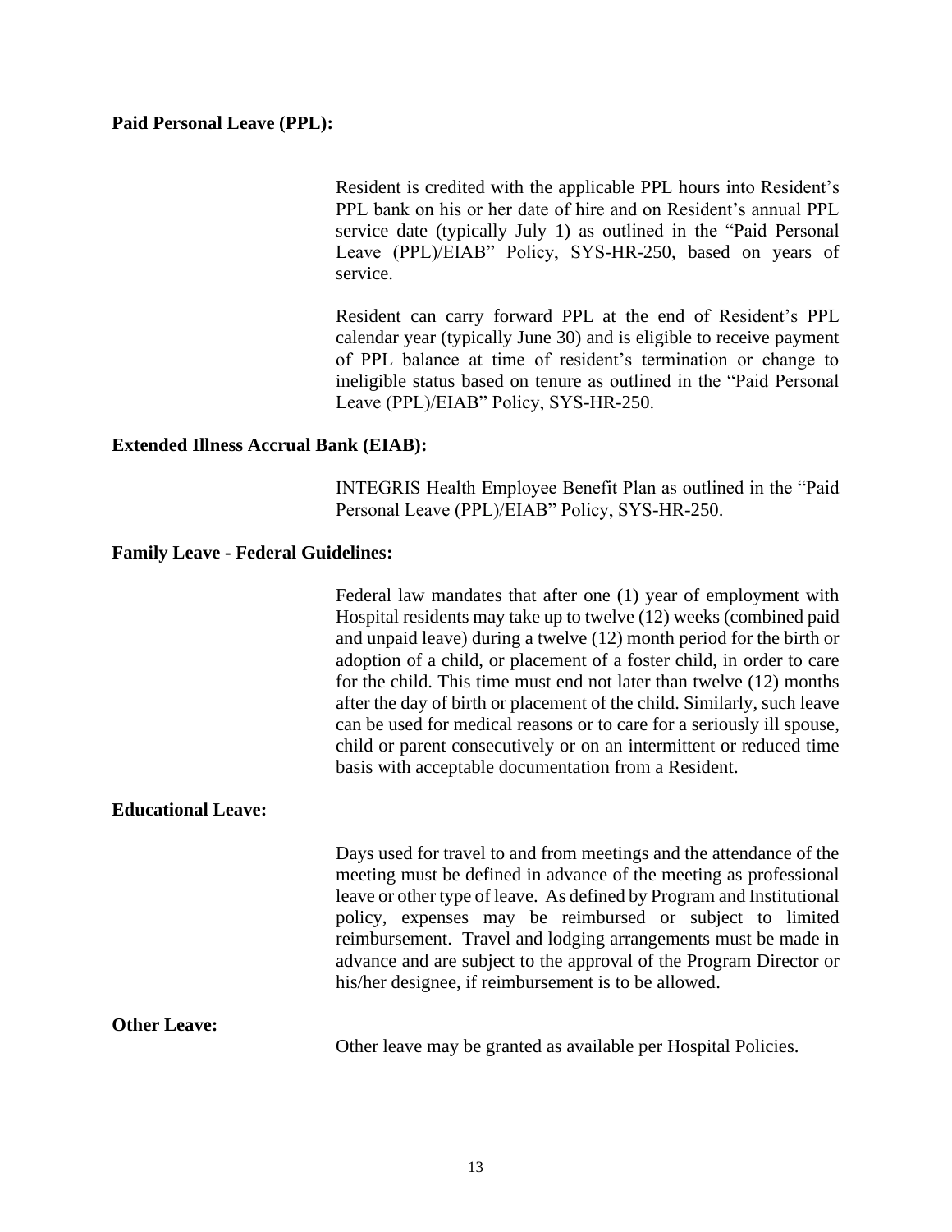**Paid Personal Leave (PPL):**

Resident is credited with the applicable PPL hours into Resident's PPL bank on his or her date of hire and on Resident's annual PPL service date (typically July 1) as outlined in the "Paid Personal Leave (PPL)/EIAB" Policy, SYS-HR-250, based on years of service.

Resident can carry forward PPL at the end of Resident's PPL calendar year (typically June 30) and is eligible to receive payment of PPL balance at time of resident's termination or change to ineligible status based on tenure as outlined in the "Paid Personal Leave (PPL)/EIAB" Policy, SYS-HR-250.

**Extended Illness Accrual Bank (EIAB):**

INTEGRIS Health Employee Benefit Plan as outlined in the "Paid Personal Leave (PPL)/EIAB" Policy, SYS-HR-250.

**Family Leave - Federal Guidelines:**

Federal law mandates that after one (1) year of employment with Hospital residents may take up to twelve (12) weeks (combined paid and unpaid leave) during a twelve (12) month period for the birth or adoption of a child, or placement of a foster child, in order to care for the child. This time must end not later than twelve (12) months after the day of birth or placement of the child. Similarly, such leave can be used for medical reasons or to care for a seriously ill spouse, child or parent consecutively or on an intermittent or reduced time basis with acceptable documentation from a Resident.

**Educational Leave:**

Days used for travel to and from meetings and the attendance of the meeting must be defined in advance of the meeting as professional leave or other type of leave. As defined by Program and Institutional policy, expenses may be reimbursed or subject to limited reimbursement. Travel and lodging arrangements must be made in advance and are subject to the approval of the Program Director or his/her designee, if reimbursement is to be allowed.

**Other Leave:**

Other leave may be granted as available per Hospital Policies.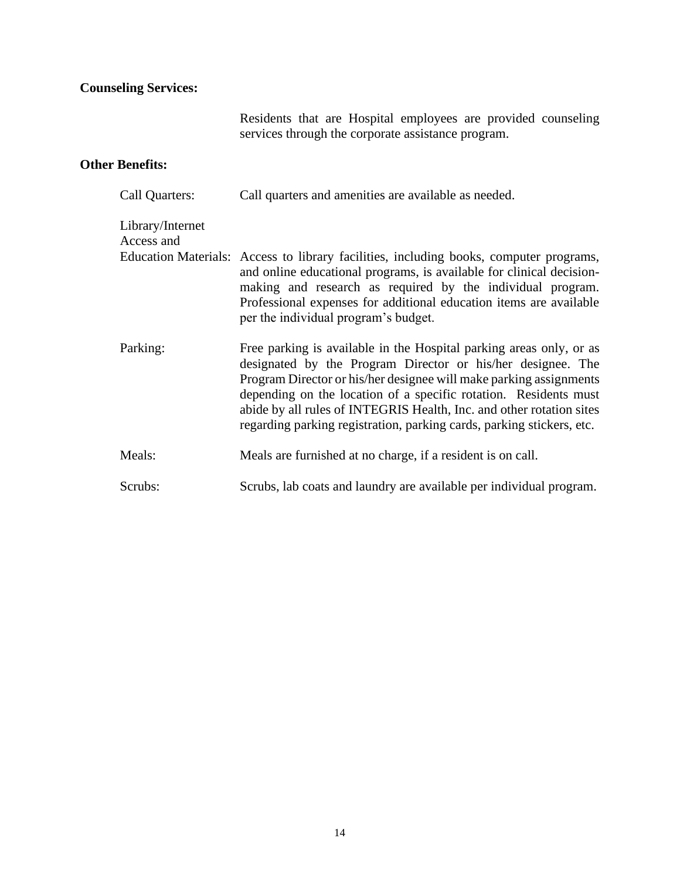**Counseling Services:**

Residents that are Hospital employees are provided counseling services through the corporate assistance program.

**Other Benefits:**

Call Quarters: Call quarters and amenities are available as needed.

Library/Internet Access and Education Materials: Access to library facilities, including books, computer programs, and online educational programs, is available for clinical decision-making and research as required by the individual program. Professional expenses for additional education items are available per the individual program's budget.

Parking: Free parking is available in the Hospital parking areas only, or as designated by the Program Director or his/her designee. The Program Director or his/her designee will make parking assignments depending on the location of a specific rotation. Residents must abide by all rules of INTEGRIS Health, Inc. and other rotation sites regarding parking registration, parking cards, parking stickers, etc.

Meals: Meals are furnished at no charge, if a resident is on call.

Scrubs: Scrubs, lab coats and laundry are available per individual program.